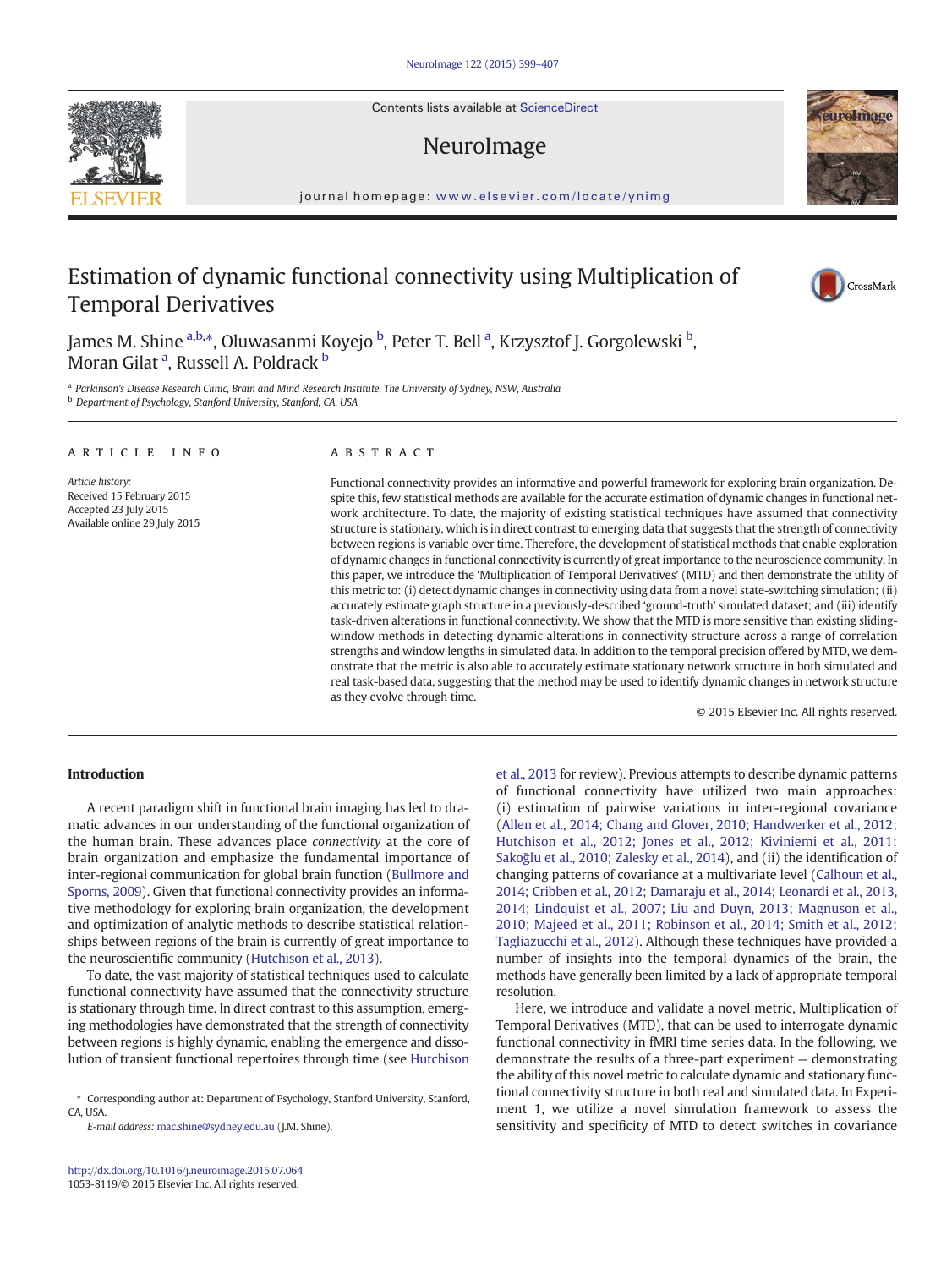# Estimation of dynamic functional connectivity using Multiplication of Temporal Derivatives

James M. Shine [a,b,*], Oluwasanmi Koyejo [b], Peter T. Bell [a], Krzysztof J. Gorgolewski [b], Moran Gilat [a], Russell A. Poldrack [b]

[a] Parkinson's Disease Research Clinic, Brain and Mind Research Institute, The University of Sydney, NSW, Australia
[b] Department of Psychology, Stanford University, Stanford, CA, USA

## ARTICLE INFO

*Article history:*
Received 15 February 2015
Accepted 23 July 2015
Available online 29 July 2015

## ABSTRACT

Functional connectivity provides an informative and powerful framework for exploring brain organization. Despite this, few statistical methods are available for the accurate estimation of dynamic changes in functional network architecture. To date, the majority of existing statistical techniques have assumed that connectivity structure is stationary, which is in direct contrast to emerging data that suggests that the strength of connectivity between regions is variable over time. Therefore, the development of statistical methods that enable exploration of dynamic changes in functional connectivity is currently of great importance to the neuroscience community. In this paper, we introduce the 'Multiplication of Temporal Derivatives' (MTD) and then demonstrate the utility of this metric to: (i) detect dynamic changes in connectivity using data from a novel state-switching simulation; (ii) accurately estimate graph structure in a previously-described 'ground-truth' simulated dataset; and (iii) identify task-driven alterations in functional connectivity. We show that the MTD is more sensitive than existing sliding-window methods in detecting dynamic alterations in connectivity structure across a range of correlation strengths and window lengths in simulated data. In addition to the temporal precision offered by MTD, we demonstrate that the metric is also able to accurately estimate stationary network structure in both simulated and real task-based data, suggesting that the method may be used to identify dynamic changes in network structure as they evolve through time.

© 2015 Elsevier Inc. All rights reserved.

## Introduction

A recent paradigm shift in functional brain imaging has led to dramatic advances in our understanding of the functional organization of the human brain. These advances place *connectivity* at the core of brain organization and emphasize the fundamental importance of inter-regional communication for global brain function (Bullmore and Sporns, 2009). Given that functional connectivity provides an informative methodology for exploring brain organization, the development and optimization of analytic methods to describe statistical relationships between regions of the brain is currently of great importance to the neuroscientific community (Hutchison et al., 2013).

To date, the vast majority of statistical techniques used to calculate functional connectivity have assumed that the connectivity structure is stationary through time. In direct contrast to this assumption, emerging methodologies have demonstrated that the strength of connectivity between regions is highly dynamic, enabling the emergence and dissolution of transient functional repertoires through time (see Hutchison et al., 2013 for review). Previous attempts to describe dynamic patterns of functional connectivity have utilized two main approaches: (i) estimation of pairwise variations in inter-regional covariance (Allen et al., 2014; Chang and Glover, 2010; Handwerker et al., 2012; Hutchison et al., 2012; Jones et al., 2012; Kiviniemi et al., 2011; Sakoğlu et al., 2010; Zalesky et al., 2014), and (ii) the identification of changing patterns of covariance at a multivariate level (Calhoun et al., 2014; Cribben et al., 2012; Damaraju et al., 2014; Leonardi et al., 2013, 2014; Lindquist et al., 2007; Liu and Duyn, 2013; Magnuson et al., 2010; Majeed et al., 2011; Robinson et al., 2014; Smith et al., 2012; Tagliazucchi et al., 2012). Although these techniques have provided a number of insights into the temporal dynamics of the brain, the methods have generally been limited by a lack of appropriate temporal resolution.

Here, we introduce and validate a novel metric, Multiplication of Temporal Derivatives (MTD), that can be used to interrogate dynamic functional connectivity in fMRI time series data. In the following, we demonstrate the results of a three-part experiment — demonstrating the ability of this novel metric to calculate dynamic and stationary functional connectivity structure in both real and simulated data. In Experiment 1, we utilize a novel simulation framework to assess the sensitivity and specificity of MTD to detect switches in covariance

\* Corresponding author at: Department of Psychology, Stanford University, Stanford, CA, USA.
*E-mail address:* mac.shine@sydney.edu.au (J.M. Shine).

http://dx.doi.org/10.1016/j.neuroimage.2015.07.064
1053-8119/© 2015 Elsevier Inc. All rights reserved.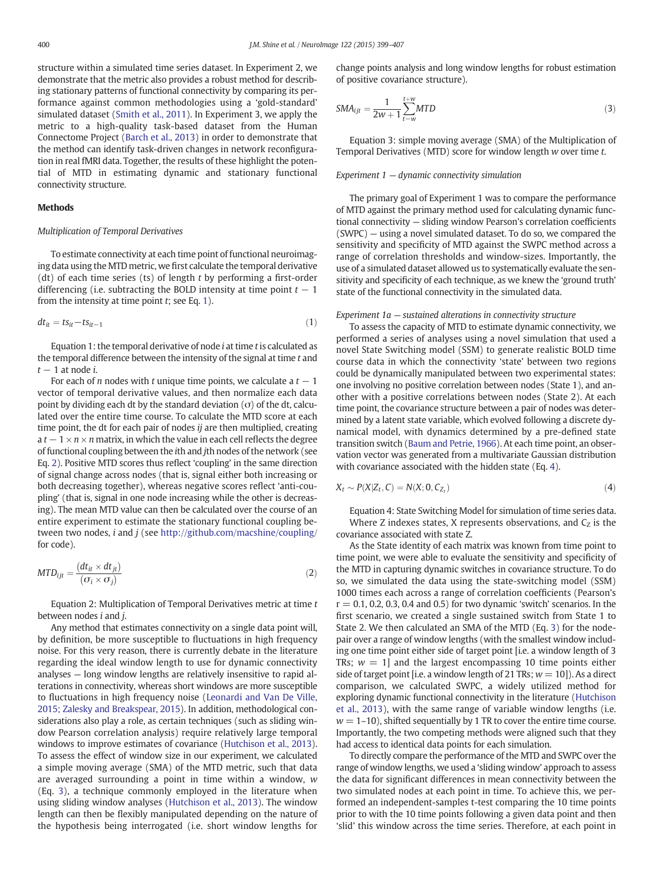structure within a simulated time series dataset. In Experiment 2, we demonstrate that the metric also provides a robust method for describing stationary patterns of functional connectivity by comparing its performance against common methodologies using a 'gold-standard' simulated dataset (Smith et al., 2011). In Experiment 3, we apply the metric to a high-quality task-based dataset from the Human Connectome Project (Barch et al., 2013) in order to demonstrate that the method can identify task-driven changes in network reconfiguration in real fMRI data. Together, the results of these highlight the potential of MTD in estimating dynamic and stationary functional connectivity structure.

## Methods

### *Multiplication of Temporal Derivatives*

To estimate connectivity at each time point of functional neuroimaging data using the MTD metric, we first calculate the temporal derivative (dt) of each time series (ts) of length $t$ by performing a first-order differencing (i.e. subtracting the BOLD intensity at time point $t-1$ from the intensity at time point $t$; see Eq. 1).

$$dt_{it} = ts_{it} - ts_{it-1} \tag{1}$$

Equation 1: the temporal derivative of node $i$ at time $t$ is calculated as the temporal difference between the intensity of the signal at time $t$ and $t-1$ at node $i$.

For each of $n$ nodes with $t$ unique time points, we calculate a $t-1$ vector of temporal derivative values, and then normalize each data point by dividing each dt by the standard deviation ($\sigma$) of the dt, calculated over the entire time course. To calculate the MTD score at each time point, the dt for each pair of nodes $ij$ are then multiplied, creating a $t-1 \times n \times n$ matrix, in which the value in each cell reflects the degree of functional coupling between the $i$th and $j$th nodes of the network (see Eq. 2). Positive MTD scores thus reflect 'coupling' in the same direction of signal change across nodes (that is, signal either both increasing or both decreasing together), whereas negative scores reflect 'anti-coupling' (that is, signal in one node increasing while the other is decreasing). The mean MTD value can then be calculated over the course of an entire experiment to estimate the stationary functional coupling between two nodes, $i$ and $j$ (see http://github.com/macshine/coupling/ for code).

$$MTD_{ijt} = \frac{(dt_{it} \times dt_{jt})}{(\sigma_i \times \sigma_j)} \tag{2}$$

Equation 2: Multiplication of Temporal Derivatives metric at time $t$ between nodes $i$ and $j$.

Any method that estimates connectivity on a single data point will, by definition, be more susceptible to fluctuations in high frequency noise. For this very reason, there is currently debate in the literature regarding the ideal window length to use for dynamic connectivity analyses — long window lengths are relatively insensitive to rapid alterations in connectivity, whereas short windows are more susceptible to fluctuations in high frequency noise (Leonardi and Van De Ville, 2015; Zalesky and Breakspear, 2015). In addition, methodological considerations also play a role, as certain techniques (such as sliding window Pearson correlation analysis) require relatively large temporal windows to improve estimates of covariance (Hutchison et al., 2013). To assess the effect of window size in our experiment, we calculated a simple moving average (SMA) of the MTD metric, such that data are averaged surrounding a point in time within a window, $w$ (Eq. 3), a technique commonly employed in the literature when using sliding window analyses (Hutchison et al., 2013). The window length can then be flexibly manipulated depending on the nature of the hypothesis being interrogated (i.e. short window lengths for change points analysis and long window lengths for robust estimation of positive covariance structure).

$$SMA_{ijt} = \frac{1}{2w+1} \sum_{t-w}^{t+w} MTD \tag{3}$$

Equation 3: simple moving average (SMA) of the Multiplication of Temporal Derivatives (MTD) score for window length $w$ over time $t$.

### *Experiment 1 — dynamic connectivity simulation*

The primary goal of Experiment 1 was to compare the performance of MTD against the primary method used for calculating dynamic functional connectivity — sliding window Pearson's correlation coefficients (SWPC) — using a novel simulated dataset. To do so, we compared the sensitivity and specificity of MTD against the SWPC method across a range of correlation thresholds and window-sizes. Importantly, the use of a simulated dataset allowed us to systematically evaluate the sensitivity and specificity of each technique, as we knew the 'ground truth' state of the functional connectivity in the simulated data.

### *Experiment 1a — sustained alterations in connectivity structure*

To assess the capacity of MTD to estimate dynamic connectivity, we performed a series of analyses using a novel simulation that used a novel State Switching model (SSM) to generate realistic BOLD time course data in which the connectivity 'state' between two regions could be dynamically manipulated between two experimental states: one involving no positive correlation between nodes (State 1), and another with a positive correlations between nodes (State 2). At each time point, the covariance structure between a pair of nodes was determined by a latent state variable, which evolved following a discrete dynamical model, with dynamics determined by a pre-defined state transition switch (Baum and Petrie, 1966). At each time point, an observation vector was generated from a multivariate Gaussian distribution with covariance associated with the hidden state (Eq. 4).

$$X_t \sim P(X|Z_t, C) = N(X; 0, C_{Z_t}) \tag{4}$$

Equation 4: State Switching Model for simulation of time series data.

Where Z indexes states, X represents observations, and $C_Z$ is the covariance associated with state Z.

As the State identity of each matrix was known from time point to time point, we were able to evaluate the sensitivity and specificity of the MTD in capturing dynamic switches in covariance structure. To do so, we simulated the data using the state-switching model (SSM) 1000 times each across a range of correlation coefficients (Pearson's $r = 0.1, 0.2, 0.3, 0.4$ and $0.5$) for two dynamic 'switch' scenarios. In the first scenario, we created a single sustained switch from State 1 to State 2. We then calculated an SMA of the MTD (Eq. 3) for the node-pair over a range of window lengths (with the smallest window including one time point either side of target point [i.e. a window length of 3 TRs; $w = 1$] and the largest encompassing 10 time points either side of target point [i.e. a window length of 21 TRs; $w = 10$]). As a direct comparison, we calculated SWPC, a widely utilized method for exploring dynamic functional connectivity in the literature (Hutchison et al., 2013), with the same range of variable window lengths (i.e. $w = 1$–$10$), shifted sequentially by 1 TR to cover the entire time course. Importantly, the two competing methods were aligned such that they had access to identical data points for each simulation.

To directly compare the performance of the MTD and SWPC over the range of window lengths, we used a 'sliding window' approach to assess the data for significant differences in mean connectivity between the two simulated nodes at each point in time. To achieve this, we performed an independent-samples t-test comparing the 10 time points prior to with the 10 time points following a given data point and then 'slid' this window across the time series. Therefore, at each point in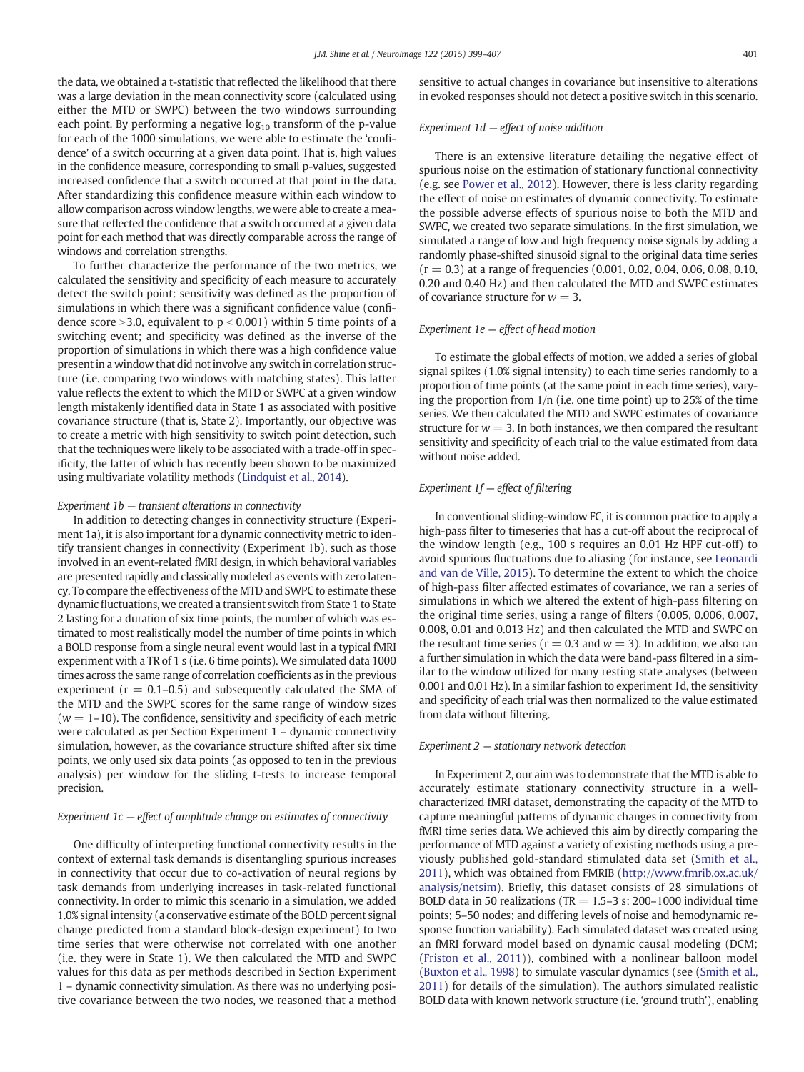the data, we obtained a t-statistic that reflected the likelihood that there was a large deviation in the mean connectivity score (calculated using either the MTD or SWPC) between the two windows surrounding each point. By performing a negative $\log_{10}$ transform of the p-value for each of the 1000 simulations, we were able to estimate the 'confidence' of a switch occurring at a given data point. That is, high values in the confidence measure, corresponding to small p-values, suggested increased confidence that a switch occurred at that point in the data. After standardizing this confidence measure within each window to allow comparison across window lengths, we were able to create a measure that reflected the confidence that a switch occurred at a given data point for each method that was directly comparable across the range of windows and correlation strengths.

To further characterize the performance of the two metrics, we calculated the sensitivity and specificity of each measure to accurately detect the switch point: sensitivity was defined as the proportion of simulations in which there was a significant confidence value (confidence score >3.0, equivalent to $p < 0.001$) within 5 time points of a switching event; and specificity was defined as the inverse of the proportion of simulations in which there was a high confidence value present in a window that did not involve any switch in correlation structure (i.e. comparing two windows with matching states). This latter value reflects the extent to which the MTD or SWPC at a given window length mistakenly identified data in State 1 as associated with positive covariance structure (that is, State 2). Importantly, our objective was to create a metric with high sensitivity to switch point detection, such that the techniques were likely to be associated with a trade-off in specificity, the latter of which has recently been shown to be maximized using multivariate volatility methods (Lindquist et al., 2014).

*Experiment 1b — transient alterations in connectivity*

In addition to detecting changes in connectivity structure (Experiment 1a), it is also important for a dynamic connectivity metric to identify transient changes in connectivity (Experiment 1b), such as those involved in an event-related fMRI design, in which behavioral variables are presented rapidly and classically modeled as events with zero latency. To compare the effectiveness of the MTD and SWPC to estimate these dynamic fluctuations, we created a transient switch from State 1 to State 2 lasting for a duration of six time points, the number of which was estimated to most realistically model the number of time points in which a BOLD response from a single neural event would last in a typical fMRI experiment with a TR of 1 s (i.e. 6 time points). We simulated data 1000 times across the same range of correlation coefficients as in the previous experiment ($r = 0.1$–$0.5$) and subsequently calculated the SMA of the MTD and the SWPC scores for the same range of window sizes ($w = 1$–$10$). The confidence, sensitivity and specificity of each metric were calculated as per Section Experiment 1 – dynamic connectivity simulation, however, as the covariance structure shifted after six time points, we only used six data points (as opposed to ten in the previous analysis) per window for the sliding t-tests to increase temporal precision.

*Experiment 1c — effect of amplitude change on estimates of connectivity*

One difficulty of interpreting functional connectivity results in the context of external task demands is disentangling spurious increases in connectivity that occur due to co-activation of neural regions by task demands from underlying increases in task-related functional connectivity. In order to mimic this scenario in a simulation, we added 1.0% signal intensity (a conservative estimate of the BOLD percent signal change predicted from a standard block-design experiment) to two time series that were otherwise not correlated with one another (i.e. they were in State 1). We then calculated the MTD and SWPC values for this data as per methods described in Section Experiment 1 – dynamic connectivity simulation. As there was no underlying positive covariance between the two nodes, we reasoned that a method sensitive to actual changes in covariance but insensitive to alterations in evoked responses should not detect a positive switch in this scenario.

*Experiment 1d — effect of noise addition*

There is an extensive literature detailing the negative effect of spurious noise on the estimation of stationary functional connectivity (e.g. see Power et al., 2012). However, there is less clarity regarding the effect of noise on estimates of dynamic connectivity. To estimate the possible adverse effects of spurious noise to both the MTD and SWPC, we created two separate simulations. In the first simulation, we simulated a range of low and high frequency noise signals by adding a randomly phase-shifted sinusoid signal to the original data time series ($r = 0.3$) at a range of frequencies (0.001, 0.02, 0.04, 0.06, 0.08, 0.10, 0.20 and 0.40 Hz) and then calculated the MTD and SWPC estimates of covariance structure for $w = 3$.

*Experiment 1e — effect of head motion*

To estimate the global effects of motion, we added a series of global signal spikes (1.0% signal intensity) to each time series randomly to a proportion of time points (at the same point in each time series), varying the proportion from 1/n (i.e. one time point) up to 25% of the time series. We then calculated the MTD and SWPC estimates of covariance structure for $w = 3$. In both instances, we then compared the resultant sensitivity and specificity of each trial to the value estimated from data without noise added.

*Experiment 1f — effect of filtering*

In conventional sliding-window FC, it is common practice to apply a high-pass filter to timeseries that has a cut-off about the reciprocal of the window length (e.g., 100 s requires an 0.01 Hz HPF cut-off) to avoid spurious fluctuations due to aliasing (for instance, see Leonardi and van de Ville, 2015). To determine the extent to which the choice of high-pass filter affected estimates of covariance, we ran a series of simulations in which we altered the extent of high-pass filtering on the original time series, using a range of filters (0.005, 0.006, 0.007, 0.008, 0.01 and 0.013 Hz) and then calculated the MTD and SWPC on the resultant time series ($r = 0.3$ and $w = 3$). In addition, we also ran a further simulation in which the data were band-pass filtered in a similar to the window utilized for many resting state analyses (between 0.001 and 0.01 Hz). In a similar fashion to experiment 1d, the sensitivity and specificity of each trial was then normalized to the value estimated from data without filtering.

*Experiment 2 — stationary network detection*

In Experiment 2, our aim was to demonstrate that the MTD is able to accurately estimate stationary connectivity structure in a well-characterized fMRI dataset, demonstrating the capacity of the MTD to capture meaningful patterns of dynamic changes in connectivity from fMRI time series data. We achieved this aim by directly comparing the performance of MTD against a variety of existing methods using a previously published gold-standard stimulated data set (Smith et al., 2011), which was obtained from FMRIB (http://www.fmrib.ox.ac.uk/analysis/netsim). Briefly, this dataset consists of 28 simulations of BOLD data in 50 realizations (TR = 1.5–3 s; 200–1000 individual time points; 5–50 nodes; and differing levels of noise and hemodynamic response function variability). Each simulated dataset was created using an fMRI forward model based on dynamic causal modeling (DCM; (Friston et al., 2011)), combined with a nonlinear balloon model (Buxton et al., 1998) to simulate vascular dynamics (see (Smith et al., 2011) for details of the simulation). The authors simulated realistic BOLD data with known network structure (i.e. 'ground truth'), enabling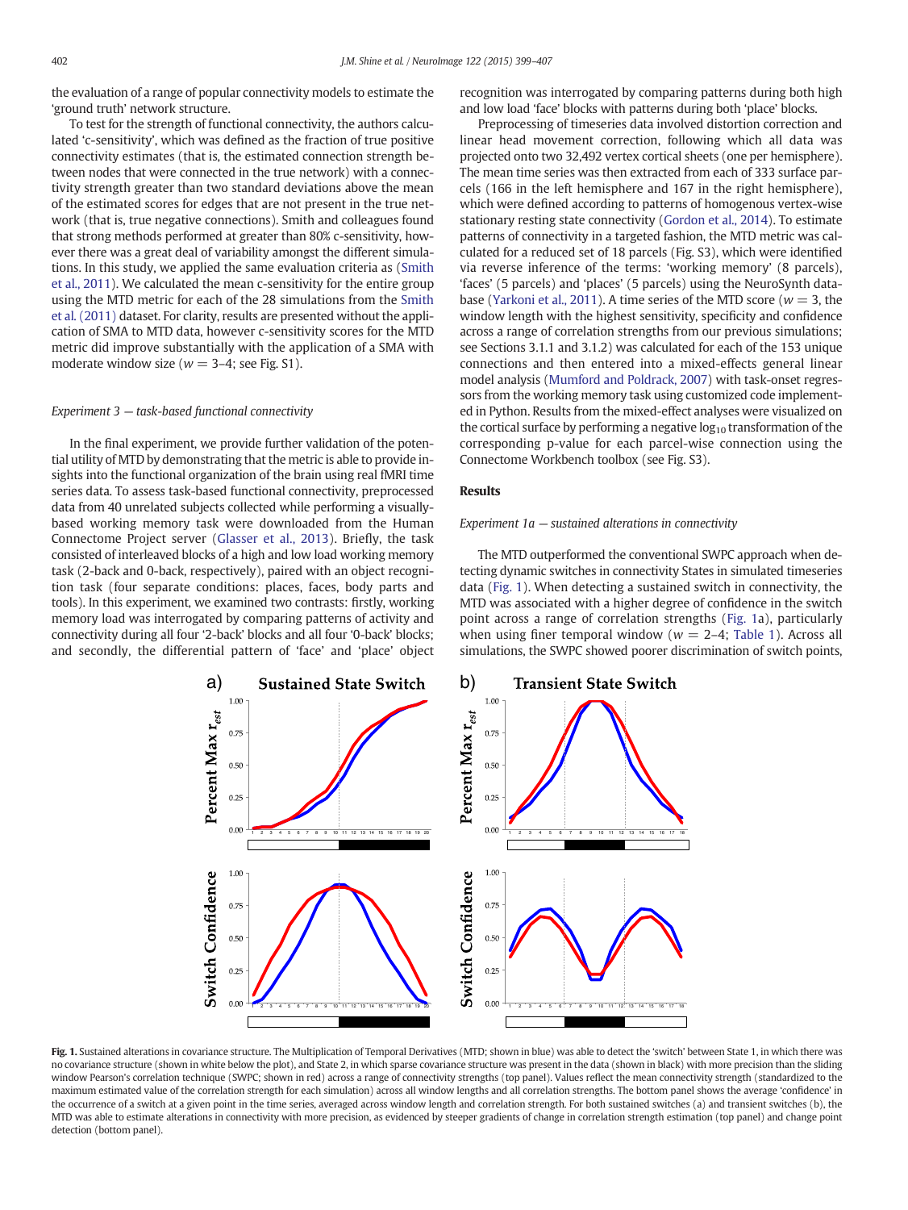the evaluation of a range of popular connectivity models to estimate the 'ground truth' network structure.

To test for the strength of functional connectivity, the authors calculated 'c-sensitivity', which was defined as the fraction of true positive connectivity estimates (that is, the estimated connection strength between nodes that were connected in the true network) with a connectivity strength greater than two standard deviations above the mean of the estimated scores for edges that are not present in the true network (that is, true negative connections). Smith and colleagues found that strong methods performed at greater than 80% c-sensitivity, however there was a great deal of variability amongst the different simulations. In this study, we applied the same evaluation criteria as (Smith et al., 2011). We calculated the mean c-sensitivity for the entire group using the MTD metric for each of the 28 simulations from the Smith et al. (2011) dataset. For clarity, results are presented without the application of SMA to MTD data, however c-sensitivity scores for the MTD metric did improve substantially with the application of a SMA with moderate window size ($w = 3$–$4$; see Fig. S1).

### *Experiment 3 — task-based functional connectivity*

In the final experiment, we provide further validation of the potential utility of MTD by demonstrating that the metric is able to provide insights into the functional organization of the brain using real fMRI time series data. To assess task-based functional connectivity, preprocessed data from 40 unrelated subjects collected while performing a visually-based working memory task were downloaded from the Human Connectome Project server (Glasser et al., 2013). Briefly, the task consisted of interleaved blocks of a high and low load working memory task (2-back and 0-back, respectively), paired with an object recognition task (four separate conditions: places, faces, body parts and tools). In this experiment, we examined two contrasts: firstly, working memory load was interrogated by comparing patterns of activity and connectivity during all four '2-back' blocks and all four '0-back' blocks; and secondly, the differential pattern of 'face' and 'place' object recognition was interrogated by comparing patterns during both high and low load 'face' blocks with patterns during both 'place' blocks.

Preprocessing of timeseries data involved distortion correction and linear head movement correction, following which all data was projected onto two 32,492 vertex cortical sheets (one per hemisphere). The mean time series was then extracted from each of 333 surface parcels (166 in the left hemisphere and 167 in the right hemisphere), which were defined according to patterns of homogenous vertex-wise stationary resting state connectivity (Gordon et al., 2014). To estimate patterns of connectivity in a targeted fashion, the MTD metric was calculated for a reduced set of 18 parcels (Fig. S3), which were identified via reverse inference of the terms: 'working memory' (8 parcels), 'faces' (5 parcels) and 'places' (5 parcels) using the NeuroSynth database (Yarkoni et al., 2011). A time series of the MTD score ($w = 3$, the window length with the highest sensitivity, specificity and confidence across a range of correlation strengths from our previous simulations; see Sections 3.1.1 and 3.1.2) was calculated for each of the 153 unique connections and then entered into a mixed-effects general linear model analysis (Mumford and Poldrack, 2007) with task-onset regressors from the working memory task using customized code implemented in Python. Results from the mixed-effect analyses were visualized on the cortical surface by performing a negative $\log_{10}$ transformation of the corresponding p-value for each parcel-wise connection using the Connectome Workbench toolbox (see Fig. S3).

## Results

### *Experiment 1a — sustained alterations in connectivity*

The MTD outperformed the conventional SWPC approach when detecting dynamic switches in connectivity States in simulated timeseries data (Fig. 1). When detecting a sustained switch in connectivity, the MTD was associated with a higher degree of confidence in the switch point across a range of correlation strengths (Fig. 1a), particularly when using finer temporal window ($w = 2$–$4$; Table 1). Across all simulations, the SWPC showed poorer discrimination of switch points,

**Fig. 1.** Sustained alterations in covariance structure. The Multiplication of Temporal Derivatives (MTD; shown in blue) was able to detect the 'switch' between State 1, in which there was no covariance structure (shown in white below the plot), and State 2, in which sparse covariance structure was present in the data (shown in black) with more precision than the sliding window Pearson's correlation technique (SWPC; shown in red) across a range of connectivity strengths (top panel). Values reflect the mean connectivity strength (standardized to the maximum estimated value of the correlation strength for each simulation) across all window lengths and all correlation strengths. The bottom panel shows the average 'confidence' in the occurrence of a switch at a given point in the time series, averaged across window length and correlation strength. For both sustained switches (a) and transient switches (b), the MTD was able to estimate alterations in connectivity with more precision, as evidenced by steeper gradients of change in correlation strength estimation (top panel) and change point detection (bottom panel).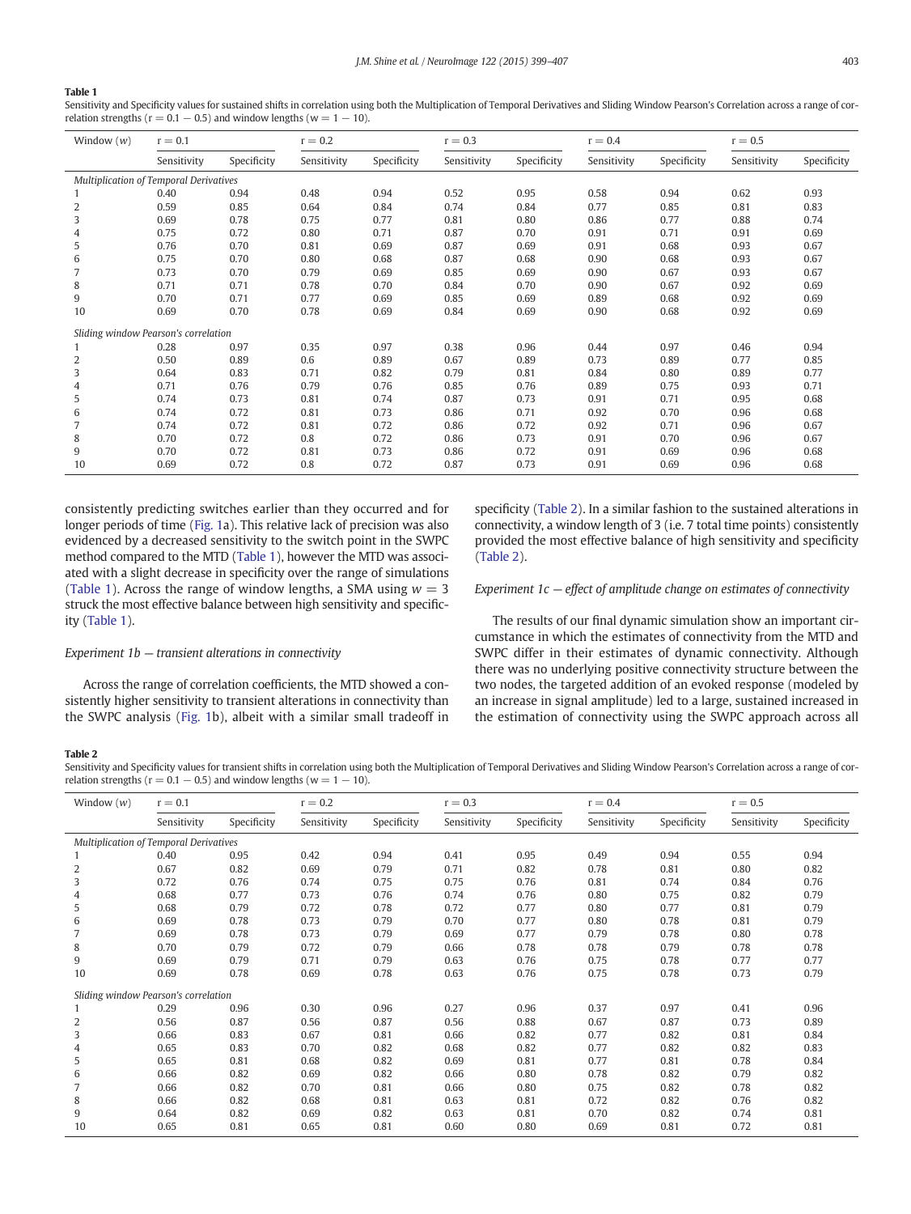**Table 1**
Sensitivity and Specificity values for sustained shifts in correlation using both the Multiplication of Temporal Derivatives and Sliding Window Pearson's Correlation across a range of correlation strengths (r = 0.1 − 0.5) and window lengths (w = 1 − 10).

| Window (*w*) | r = 0.1 | | r = 0.2 | | r = 0.3 | | r = 0.4 | | r = 0.5 | |
|---|---|---|---|---|---|---|---|---|---|---|
| | Sensitivity | Specificity | Sensitivity | Specificity | Sensitivity | Specificity | Sensitivity | Specificity | Sensitivity | Specificity |
| *Multiplication of Temporal Derivatives* | | | | | | | | | | |
| 1 | 0.40 | 0.94 | 0.48 | 0.94 | 0.52 | 0.95 | 0.58 | 0.94 | 0.62 | 0.93 |
| 2 | 0.59 | 0.85 | 0.64 | 0.84 | 0.74 | 0.84 | 0.77 | 0.85 | 0.81 | 0.83 |
| 3 | 0.69 | 0.78 | 0.75 | 0.77 | 0.81 | 0.80 | 0.86 | 0.77 | 0.88 | 0.74 |
| 4 | 0.75 | 0.72 | 0.80 | 0.71 | 0.87 | 0.70 | 0.91 | 0.71 | 0.91 | 0.69 |
| 5 | 0.76 | 0.70 | 0.81 | 0.69 | 0.87 | 0.69 | 0.91 | 0.68 | 0.93 | 0.67 |
| 6 | 0.75 | 0.70 | 0.80 | 0.68 | 0.87 | 0.68 | 0.90 | 0.68 | 0.93 | 0.67 |
| 7 | 0.73 | 0.70 | 0.79 | 0.69 | 0.85 | 0.69 | 0.90 | 0.67 | 0.93 | 0.67 |
| 8 | 0.71 | 0.71 | 0.78 | 0.70 | 0.84 | 0.70 | 0.90 | 0.67 | 0.92 | 0.69 |
| 9 | 0.70 | 0.71 | 0.77 | 0.69 | 0.85 | 0.69 | 0.89 | 0.68 | 0.92 | 0.69 |
| 10 | 0.69 | 0.70 | 0.78 | 0.69 | 0.84 | 0.69 | 0.90 | 0.68 | 0.92 | 0.69 |
| *Sliding window Pearson's correlation* | | | | | | | | | | |
| 1 | 0.28 | 0.97 | 0.35 | 0.97 | 0.38 | 0.96 | 0.44 | 0.97 | 0.46 | 0.94 |
| 2 | 0.50 | 0.89 | 0.6 | 0.89 | 0.67 | 0.89 | 0.73 | 0.89 | 0.77 | 0.85 |
| 3 | 0.64 | 0.83 | 0.71 | 0.82 | 0.79 | 0.81 | 0.84 | 0.80 | 0.89 | 0.77 |
| 4 | 0.71 | 0.76 | 0.79 | 0.76 | 0.85 | 0.76 | 0.89 | 0.75 | 0.93 | 0.71 |
| 5 | 0.74 | 0.73 | 0.81 | 0.74 | 0.87 | 0.73 | 0.91 | 0.71 | 0.95 | 0.68 |
| 6 | 0.74 | 0.72 | 0.81 | 0.73 | 0.86 | 0.71 | 0.92 | 0.70 | 0.96 | 0.68 |
| 7 | 0.74 | 0.72 | 0.81 | 0.72 | 0.86 | 0.72 | 0.92 | 0.71 | 0.96 | 0.67 |
| 8 | 0.70 | 0.72 | 0.8 | 0.72 | 0.86 | 0.73 | 0.91 | 0.70 | 0.96 | 0.67 |
| 9 | 0.70 | 0.72 | 0.81 | 0.73 | 0.86 | 0.72 | 0.91 | 0.69 | 0.96 | 0.68 |
| 10 | 0.69 | 0.72 | 0.8 | 0.72 | 0.87 | 0.73 | 0.91 | 0.69 | 0.96 | 0.68 |

consistently predicting switches earlier than they occurred and for longer periods of time (Fig. 1a). This relative lack of precision was also evidenced by a decreased sensitivity to the switch point in the SWPC method compared to the MTD (Table 1), however the MTD was associated with a slight decrease in specificity over the range of simulations (Table 1). Across the range of window lengths, a SMA using $w = 3$ struck the most effective balance between high sensitivity and specificity (Table 1).

### *Experiment 1b — transient alterations in connectivity*

Across the range of correlation coefficients, the MTD showed a consistently higher sensitivity to transient alterations in connectivity than the SWPC analysis (Fig. 1b), albeit with a similar small tradeoff in specificity (Table 2). In a similar fashion to the sustained alterations in connectivity, a window length of 3 (i.e. 7 total time points) consistently provided the most effective balance of high sensitivity and specificity (Table 2).

### *Experiment 1c — effect of amplitude change on estimates of connectivity*

The results of our final dynamic simulation show an important circumstance in which the estimates of connectivity from the MTD and SWPC differ in their estimates of dynamic connectivity. Although there was no underlying positive connectivity structure between the two nodes, the targeted addition of an evoked response (modeled by an increase in signal amplitude) led to a large, sustained increased in the estimation of connectivity using the SWPC approach across all

**Table 2**
Sensitivity and Specificity values for transient shifts in correlation using both the Multiplication of Temporal Derivatives and Sliding Window Pearson's Correlation across a range of correlation strengths (r = 0.1 − 0.5) and window lengths (w = 1 − 10).

| Window (*w*) | r = 0.1 | | r = 0.2 | | r = 0.3 | | r = 0.4 | | r = 0.5 | |
|---|---|---|---|---|---|---|---|---|---|---|
| | Sensitivity | Specificity | Sensitivity | Specificity | Sensitivity | Specificity | Sensitivity | Specificity | Sensitivity | Specificity |
| *Multiplication of Temporal Derivatives* | | | | | | | | | | |
| 1 | 0.40 | 0.95 | 0.42 | 0.94 | 0.41 | 0.95 | 0.49 | 0.94 | 0.55 | 0.94 |
| 2 | 0.67 | 0.82 | 0.69 | 0.79 | 0.71 | 0.82 | 0.78 | 0.81 | 0.80 | 0.82 |
| 3 | 0.72 | 0.76 | 0.74 | 0.75 | 0.75 | 0.76 | 0.81 | 0.74 | 0.84 | 0.76 |
| 4 | 0.68 | 0.77 | 0.73 | 0.76 | 0.74 | 0.76 | 0.80 | 0.75 | 0.82 | 0.79 |
| 5 | 0.68 | 0.79 | 0.72 | 0.78 | 0.72 | 0.77 | 0.80 | 0.77 | 0.81 | 0.79 |
| 6 | 0.69 | 0.78 | 0.73 | 0.79 | 0.70 | 0.77 | 0.80 | 0.78 | 0.81 | 0.79 |
| 7 | 0.69 | 0.78 | 0.73 | 0.79 | 0.69 | 0.77 | 0.79 | 0.78 | 0.80 | 0.78 |
| 8 | 0.70 | 0.79 | 0.72 | 0.79 | 0.66 | 0.78 | 0.78 | 0.79 | 0.78 | 0.78 |
| 9 | 0.69 | 0.79 | 0.71 | 0.79 | 0.63 | 0.76 | 0.75 | 0.78 | 0.77 | 0.77 |
| 10 | 0.69 | 0.78 | 0.69 | 0.78 | 0.63 | 0.76 | 0.75 | 0.78 | 0.73 | 0.79 |
| *Sliding window Pearson's correlation* | | | | | | | | | | |
| 1 | 0.29 | 0.96 | 0.30 | 0.96 | 0.27 | 0.96 | 0.37 | 0.97 | 0.41 | 0.96 |
| 2 | 0.56 | 0.87 | 0.56 | 0.87 | 0.56 | 0.88 | 0.67 | 0.87 | 0.73 | 0.89 |
| 3 | 0.66 | 0.83 | 0.67 | 0.81 | 0.66 | 0.82 | 0.77 | 0.82 | 0.81 | 0.84 |
| 4 | 0.65 | 0.83 | 0.70 | 0.82 | 0.68 | 0.82 | 0.77 | 0.82 | 0.82 | 0.83 |
| 5 | 0.65 | 0.81 | 0.68 | 0.82 | 0.69 | 0.81 | 0.77 | 0.81 | 0.78 | 0.84 |
| 6 | 0.66 | 0.82 | 0.69 | 0.82 | 0.66 | 0.80 | 0.78 | 0.82 | 0.79 | 0.82 |
| 7 | 0.66 | 0.82 | 0.70 | 0.81 | 0.66 | 0.80 | 0.75 | 0.82 | 0.78 | 0.82 |
| 8 | 0.66 | 0.82 | 0.68 | 0.81 | 0.63 | 0.81 | 0.72 | 0.82 | 0.76 | 0.82 |
| 9 | 0.64 | 0.82 | 0.69 | 0.82 | 0.63 | 0.81 | 0.70 | 0.82 | 0.74 | 0.81 |
| 10 | 0.65 | 0.81 | 0.65 | 0.81 | 0.60 | 0.80 | 0.69 | 0.81 | 0.72 | 0.81 |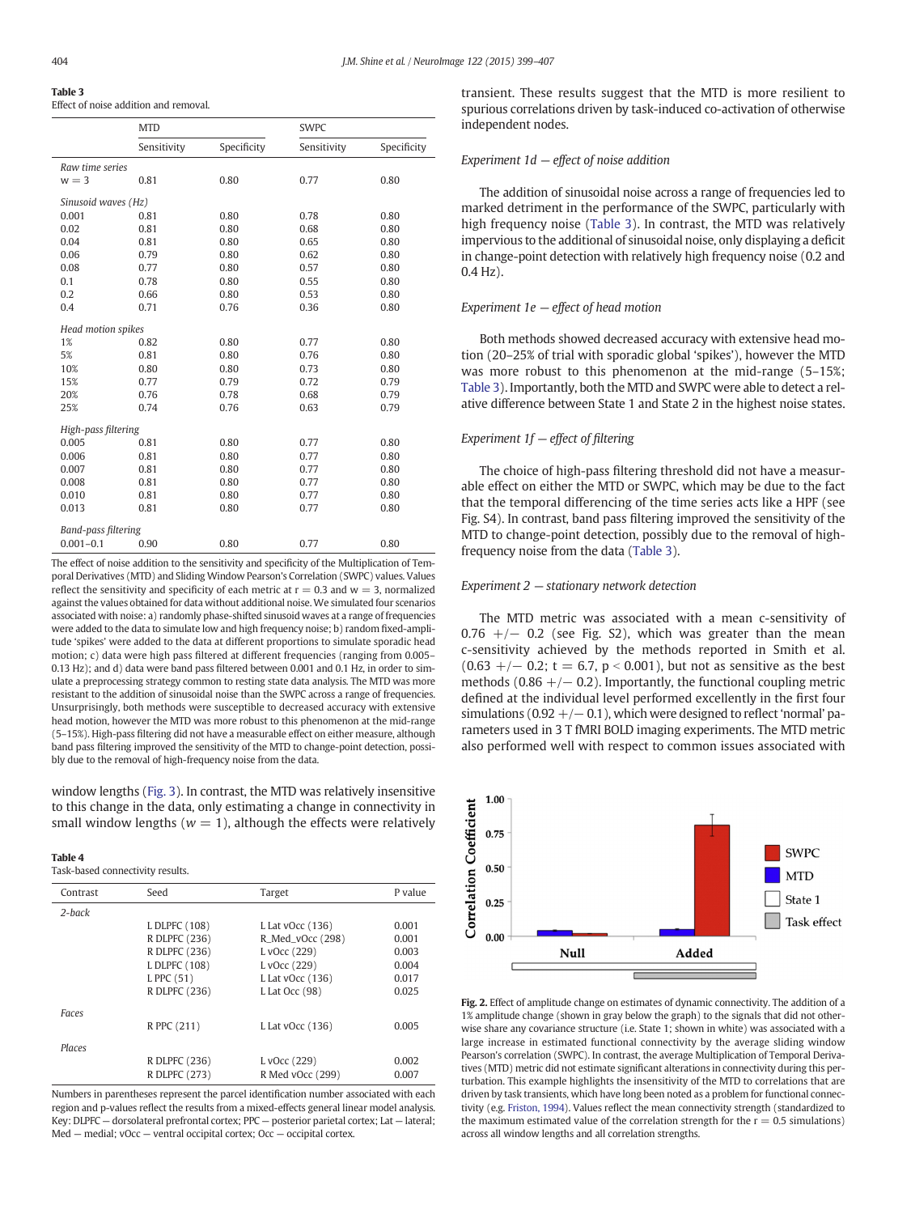**Table 3**
Effect of noise addition and removal.

| | MTD | | SWPC | |
|---|---|---|---|---|
| | Sensitivity | Specificity | Sensitivity | Specificity |
| *Raw time series* | | | | |
| w = 3 | 0.81 | 0.80 | 0.77 | 0.80 |
| *Sinusoid waves (Hz)* | | | | |
| 0.001 | 0.81 | 0.80 | 0.78 | 0.80 |
| 0.02 | 0.81 | 0.80 | 0.68 | 0.80 |
| 0.04 | 0.81 | 0.80 | 0.65 | 0.80 |
| 0.06 | 0.79 | 0.80 | 0.62 | 0.80 |
| 0.08 | 0.77 | 0.80 | 0.57 | 0.80 |
| 0.1 | 0.78 | 0.80 | 0.55 | 0.80 |
| 0.2 | 0.66 | 0.80 | 0.53 | 0.80 |
| 0.4 | 0.71 | 0.76 | 0.36 | 0.80 |
| *Head motion spikes* | | | | |
| 1% | 0.82 | 0.80 | 0.77 | 0.80 |
| 5% | 0.81 | 0.80 | 0.76 | 0.80 |
| 10% | 0.80 | 0.80 | 0.73 | 0.80 |
| 15% | 0.77 | 0.79 | 0.72 | 0.79 |
| 20% | 0.76 | 0.78 | 0.68 | 0.79 |
| 25% | 0.74 | 0.76 | 0.63 | 0.79 |
| *High-pass filtering* | | | | |
| 0.005 | 0.81 | 0.80 | 0.77 | 0.80 |
| 0.006 | 0.81 | 0.80 | 0.77 | 0.80 |
| 0.007 | 0.81 | 0.80 | 0.77 | 0.80 |
| 0.008 | 0.81 | 0.80 | 0.77 | 0.80 |
| 0.010 | 0.81 | 0.80 | 0.77 | 0.80 |
| 0.013 | 0.81 | 0.80 | 0.77 | 0.80 |
| *Band-pass filtering* | | | | |
| 0.001–0.1 | 0.90 | 0.80 | 0.77 | 0.80 |

The effect of noise addition to the sensitivity and specificity of the Multiplication of Temporal Derivatives (MTD) and Sliding Window Pearson's Correlation (SWPC) values. Values reflect the sensitivity and specificity of each metric at r = 0.3 and w = 3, normalized against the values obtained for data without additional noise. We simulated four scenarios associated with noise: a) randomly phase-shifted sinusoid waves at a range of frequencies were added to the data to simulate low and high frequency noise; b) random fixed-amplitude 'spikes' were added to the data at different proportions to simulate sporadic head motion; c) data were high pass filtered at different frequencies (ranging from 0.005–0.13 Hz); and d) data were band pass filtered between 0.001 and 0.1 Hz, in order to simulate a preprocessing strategy common to resting state data analysis. The MTD was more resistant to the addition of sinusoidal noise than the SWPC across a range of frequencies. Unsurprisingly, both methods were susceptible to decreased accuracy with extensive head motion, however the MTD was more robust to this phenomenon at the mid-range (5–15%). High-pass filtering did not have a measurable effect on either measure, although band pass filtering improved the sensitivity of the MTD to change-point detection, possibly due to the removal of high-frequency noise from the data.

window lengths (Fig. 3). In contrast, the MTD was relatively insensitive to this change in the data, only estimating a change in connectivity in small window lengths ($w = 1$), although the effects were relatively transient. These results suggest that the MTD is more resilient to spurious correlations driven by task-induced co-activation of otherwise independent nodes.

*Experiment 1d — effect of noise addition*

The addition of sinusoidal noise across a range of frequencies led to marked detriment in the performance of the SWPC, particularly with high frequency noise (Table 3). In contrast, the MTD was relatively impervious to the additional of sinusoidal noise, only displaying a deficit in change-point detection with relatively high frequency noise (0.2 and 0.4 Hz).

*Experiment 1e — effect of head motion*

Both methods showed decreased accuracy with extensive head motion (20–25% of trial with sporadic global 'spikes'), however the MTD was more robust to this phenomenon at the mid-range (5–15%; Table 3). Importantly, both the MTD and SWPC were able to detect a relative difference between State 1 and State 2 in the highest noise states.

*Experiment 1f — effect of filtering*

The choice of high-pass filtering threshold did not have a measurable effect on either the MTD or SWPC, which may be due to the fact that the temporal differencing of the time series acts like a HPF (see Fig. S4). In contrast, band pass filtering improved the sensitivity of the MTD to change-point detection, possibly due to the removal of high-frequency noise from the data (Table 3).

*Experiment 2 — stationary network detection*

The MTD metric was associated with a mean c-sensitivity of 0.76 +/− 0.2 (see Fig. S2), which was greater than the mean c-sensitivity achieved by the methods reported in Smith et al. (0.63 +/− 0.2; $t = 6.7$, $p < 0.001$), but not as sensitive as the best methods (0.86 +/− 0.2). Importantly, the functional coupling metric defined at the individual level performed excellently in the first four simulations (0.92 +/− 0.1), which were designed to reflect 'normal' parameters used in 3 T fMRI BOLD imaging experiments. The MTD metric also performed well with respect to common issues associated with

**Table 4**
Task-based connectivity results.

| Contrast | Seed | Target | P value |
|---|---|---|---|
| *2-back* | | | |
| | L DLPFC (108) | L Lat vOcc (136) | 0.001 |
| | R DLPFC (236) | R_Med_vOcc (298) | 0.001 |
| | R DLPFC (236) | L vOcc (229) | 0.003 |
| | L DLPFC (108) | L vOcc (229) | 0.004 |
| | L PPC (51) | L Lat vOcc (136) | 0.017 |
| | R DLPFC (236) | L Lat Occ (98) | 0.025 |
| *Faces* | | | |
| | R PPC (211) | L Lat vOcc (136) | 0.005 |
| *Places* | | | |
| | R DLPFC (236) | L vOcc (229) | 0.002 |
| | R DLPFC (273) | R Med vOcc (299) | 0.007 |

Numbers in parentheses represent the parcel identification number associated with each region and p-values reflect the results from a mixed-effects general linear model analysis. Key: DLPFC — dorsolateral prefrontal cortex; PPC — posterior parietal cortex; Lat — lateral; Med — medial; vOcc — ventral occipital cortex; Occ — occipital cortex.

**Fig. 2.** Effect of amplitude change on estimates of dynamic connectivity. The addition of a 1% amplitude change (shown in gray below the graph) to the signals that did not otherwise share any covariance structure (i.e. State 1; shown in white) was associated with a large increase in estimated functional connectivity by the average sliding window Pearson's correlation (SWPC). In contrast, the average Multiplication of Temporal Derivatives (MTD) metric did not estimate significant alterations in connectivity during this perturbation. This example highlights the insensitivity of the MTD to correlations that are driven by task transients, which have long been noted as a problem for functional connectivity (e.g. Friston, 1994). Values reflect the mean connectivity strength (standardized to the maximum estimated value of the correlation strength for the r = 0.5 simulations) across all window lengths and all correlation strengths.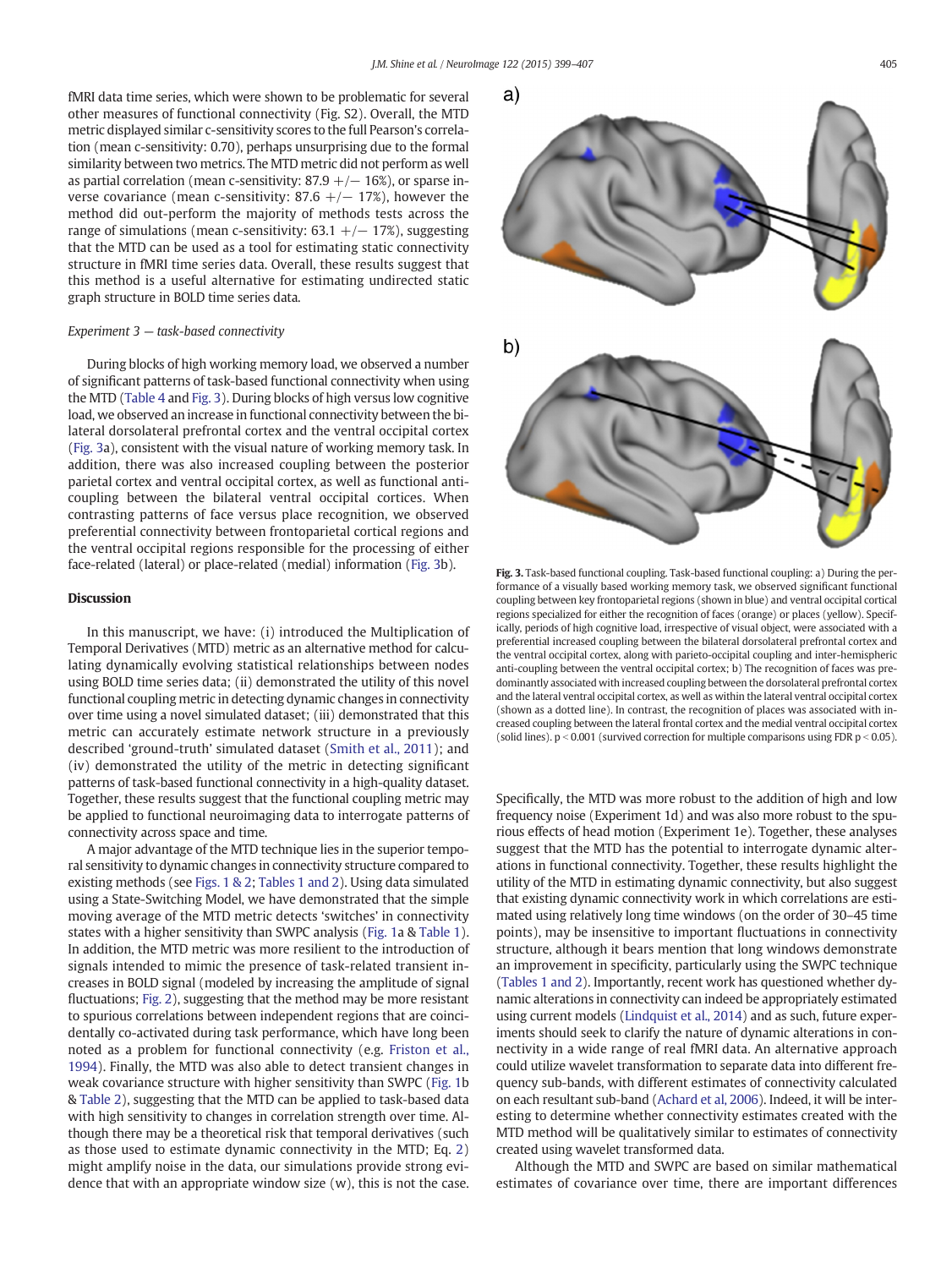fMRI data time series, which were shown to be problematic for several other measures of functional connectivity (Fig. S2). Overall, the MTD metric displayed similar c-sensitivity scores to the full Pearson's correlation (mean c-sensitivity: 0.70), perhaps unsurprising due to the formal similarity between two metrics. The MTD metric did not perform as well as partial correlation (mean c-sensitivity: 87.9 +/− 16%), or sparse inverse covariance (mean c-sensitivity: 87.6 +/− 17%), however the method did out-perform the majority of methods tests across the range of simulations (mean c-sensitivity: 63.1 +/− 17%), suggesting that the MTD can be used as a tool for estimating static connectivity structure in fMRI time series data. Overall, these results suggest that this method is a useful alternative for estimating undirected static graph structure in BOLD time series data.

*Experiment 3 — task-based connectivity*

During blocks of high working memory load, we observed a number of significant patterns of task-based functional connectivity when using the MTD (Table 4 and Fig. 3). During blocks of high versus low cognitive load, we observed an increase in functional connectivity between the bilateral dorsolateral prefrontal cortex and the ventral occipital cortex (Fig. 3a), consistent with the visual nature of working memory task. In addition, there was also increased coupling between the posterior parietal cortex and ventral occipital cortex, as well as functional anti-coupling between the bilateral ventral occipital cortices. When contrasting patterns of face versus place recognition, we observed preferential connectivity between frontoparietal cortical regions and the ventral occipital regions responsible for the processing of either face-related (lateral) or place-related (medial) information (Fig. 3b).

**Fig. 3.** Task-based functional coupling. Task-based functional coupling: a) During the performance of a visually based working memory task, we observed significant functional coupling between key frontoparietal regions (shown in blue) and ventral occipital cortical regions specialized for either the recognition of faces (orange) or places (yellow). Specifically, periods of high cognitive load, irrespective of visual object, were associated with a preferential increased coupling between the bilateral dorsolateral prefrontal cortex and the ventral occipital cortex, along with parieto-occipital coupling and inter-hemispheric anti-coupling between the ventral occipital cortex; b) The recognition of faces was predominantly associated with increased coupling between the dorsolateral prefrontal cortex and the lateral ventral occipital cortex, as well as within the lateral ventral occipital cortex (shown as a dotted line). In contrast, the recognition of places was associated with increased coupling between the lateral frontal cortex and the medial ventral occipital cortex (solid lines). $p < 0.001$ (survived correction for multiple comparisons using FDR $p < 0.05$).

## Discussion

In this manuscript, we have: (i) introduced the Multiplication of Temporal Derivatives (MTD) metric as an alternative method for calculating dynamically evolving statistical relationships between nodes using BOLD time series data; (ii) demonstrated the utility of this novel functional coupling metric in detecting dynamic changes in connectivity over time using a novel simulated dataset; (iii) demonstrated that this metric can accurately estimate network structure in a previously described 'ground-truth' simulated dataset (Smith et al., 2011); and (iv) demonstrated the utility of the metric in detecting significant patterns of task-based functional connectivity in a high-quality dataset. Together, these results suggest that the functional coupling metric may be applied to functional neuroimaging data to interrogate patterns of connectivity across space and time.

A major advantage of the MTD technique lies in the superior temporal sensitivity to dynamic changes in connectivity structure compared to existing methods (see Figs. 1 & 2; Tables 1 and 2). Using data simulated using a State-Switching Model, we have demonstrated that the simple moving average of the MTD metric detects 'switches' in connectivity states with a higher sensitivity than SWPC analysis (Fig. 1a & Table 1). In addition, the MTD metric was more resilient to the introduction of signals intended to mimic the presence of task-related transient increases in BOLD signal (modeled by increasing the amplitude of signal fluctuations; Fig. 2), suggesting that the method may be more resistant to spurious correlations between independent regions that are coincidentally co-activated during task performance, which have long been noted as a problem for functional connectivity (e.g. Friston et al., 1994). Finally, the MTD was also able to detect transient changes in weak covariance structure with higher sensitivity than SWPC (Fig. 1b & Table 2), suggesting that the MTD can be applied to task-based data with high sensitivity to changes in correlation strength over time. Although there may be a theoretical risk that temporal derivatives (such as those used to estimate dynamic connectivity in the MTD; Eq. 2) might amplify noise in the data, our simulations provide strong evidence that with an appropriate window size (w), this is not the case. Specifically, the MTD was more robust to the addition of high and low frequency noise (Experiment 1d) and was also more robust to the spurious effects of head motion (Experiment 1e). Together, these analyses suggest that the MTD has the potential to interrogate dynamic alterations in functional connectivity. Together, these results highlight the utility of the MTD in estimating dynamic connectivity, but also suggest that existing dynamic connectivity work in which correlations are estimated using relatively long time windows (on the order of 30–45 time points), may be insensitive to important fluctuations in connectivity structure, although it bears mention that long windows demonstrate an improvement in specificity, particularly using the SWPC technique (Tables 1 and 2). Importantly, recent work has questioned whether dynamic alterations in connectivity can indeed be appropriately estimated using current models (Lindquist et al., 2014) and as such, future experiments should seek to clarify the nature of dynamic alterations in connectivity in a wide range of real fMRI data. An alternative approach could utilize wavelet transformation to separate data into different frequency sub-bands, with different estimates of connectivity calculated on each resultant sub-band (Achard et al, 2006). Indeed, it will be interesting to determine whether connectivity estimates created with the MTD method will be qualitatively similar to estimates of connectivity created using wavelet transformed data.

Although the MTD and SWPC are based on similar mathematical estimates of covariance over time, there are important differences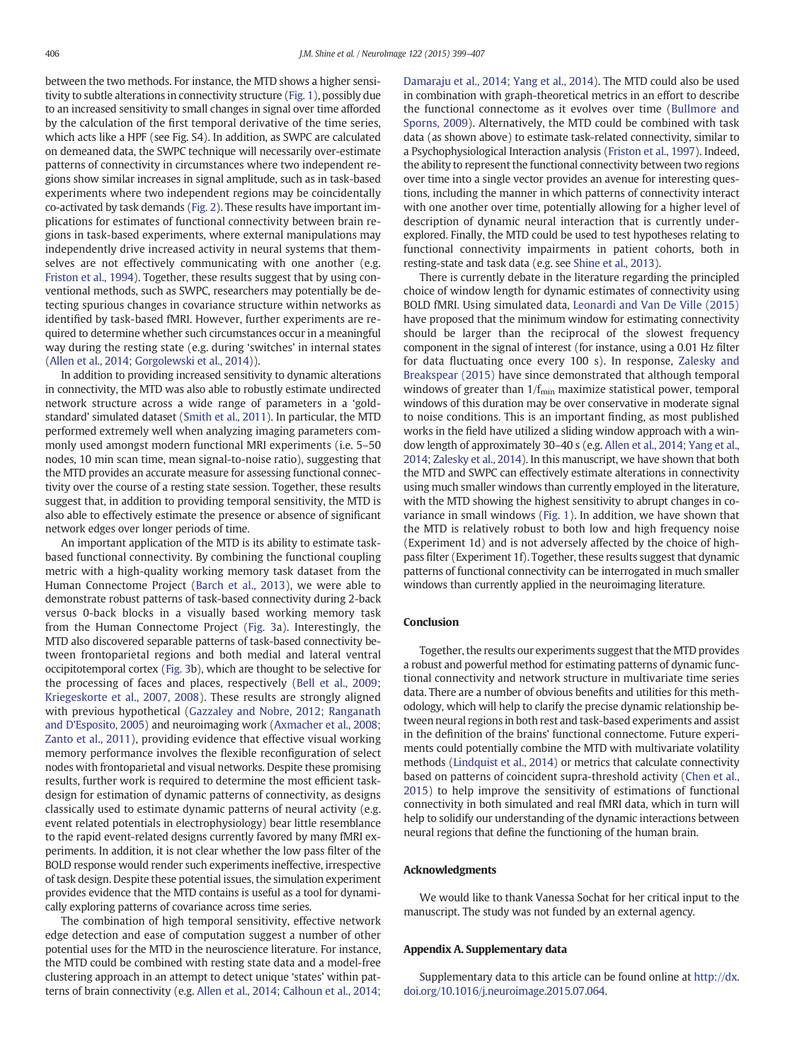between the two methods. For instance, the MTD shows a higher sensitivity to subtle alterations in connectivity structure (Fig. 1), possibly due to an increased sensitivity to small changes in signal over time afforded by the calculation of the first temporal derivative of the time series, which acts like a HPF (see Fig. S4). In addition, as SWPC are calculated on demeaned data, the SWPC technique will necessarily over-estimate patterns of connectivity in circumstances where two independent regions show similar increases in signal amplitude, such as in task-based experiments where two independent regions may be coincidentally co-activated by task demands (Fig. 2). These results have important implications for estimates of functional connectivity between brain regions in task-based experiments, where external manipulations may independently drive increased activity in neural systems that themselves are not effectively communicating with one another (e.g. Friston et al., 1994). Together, these results suggest that by using conventional methods, such as SWPC, researchers may potentially be detecting spurious changes in covariance structure within networks as identified by task-based fMRI. However, further experiments are required to determine whether such circumstances occur in a meaningful way during the resting state (e.g. during 'switches' in internal states (Allen et al., 2014; Gorgolewski et al., 2014)).

In addition to providing increased sensitivity to dynamic alterations in connectivity, the MTD was also able to robustly estimate undirected network structure across a wide range of parameters in a 'gold-standard' simulated dataset (Smith et al., 2011). In particular, the MTD performed extremely well when analyzing imaging parameters commonly used amongst modern functional MRI experiments (i.e. 5–50 nodes, 10 min scan time, mean signal-to-noise ratio), suggesting that the MTD provides an accurate measure for assessing functional connectivity over the course of a resting state session. Together, these results suggest that, in addition to providing temporal sensitivity, the MTD is also able to effectively estimate the presence or absence of significant network edges over longer periods of time.

An important application of the MTD is its ability to estimate task-based functional connectivity. By combining the functional coupling metric with a high-quality working memory task dataset from the Human Connectome Project (Barch et al., 2013), we were able to demonstrate robust patterns of task-based connectivity during 2-back versus 0-back blocks in a visually based working memory task from the Human Connectome Project (Fig. 3a). Interestingly, the MTD also discovered separable patterns of task-based connectivity between frontoparietal regions and both medial and lateral ventral occipitotemporal cortex (Fig. 3b), which are thought to be selective for the processing of faces and places, respectively (Bell et al., 2009; Kriegeskorte et al., 2007, 2008). These results are strongly aligned with previous hypothetical (Gazzaley and Nobre, 2012; Ranganath and D'Esposito, 2005) and neuroimaging work (Axmacher et al., 2008; Zanto et al., 2011), providing evidence that effective visual working memory performance involves the flexible reconfiguration of select nodes with frontoparietal and visual networks. Despite these promising results, further work is required to determine the most efficient task-design for estimation of dynamic patterns of connectivity, as designs classically used to estimate dynamic patterns of neural activity (e.g. event related potentials in electrophysiology) bear little resemblance to the rapid event-related designs currently favored by many fMRI experiments. In addition, it is not clear whether the low pass filter of the BOLD response would render such experiments ineffective, irrespective of task design. Despite these potential issues, the simulation experiment provides evidence that the MTD contains is useful as a tool for dynamically exploring patterns of covariance across time series.

The combination of high temporal sensitivity, effective network edge detection and ease of computation suggest a number of other potential uses for the MTD in the neuroscience literature. For instance, the MTD could be combined with resting state data and a model-free clustering approach in an attempt to detect unique 'states' within patterns of brain connectivity (e.g. Allen et al., 2014; Calhoun et al., 2014; Damaraju et al., 2014; Yang et al., 2014). The MTD could also be used in combination with graph-theoretical metrics in an effort to describe the functional connectome as it evolves over time (Bullmore and Sporns, 2009). Alternatively, the MTD could be combined with task data (as shown above) to estimate task-related connectivity, similar to a Psychophysiological Interaction analysis (Friston et al., 1997). Indeed, the ability to represent the functional connectivity between two regions over time into a single vector provides an avenue for interesting questions, including the manner in which patterns of connectivity interact with one another over time, potentially allowing for a higher level of description of dynamic neural interaction that is currently under-explored. Finally, the MTD could be used to test hypotheses relating to functional connectivity impairments in patient cohorts, both in resting-state and task data (e.g. see Shine et al., 2013).

There is currently debate in the literature regarding the principled choice of window length for dynamic estimates of connectivity using BOLD fMRI. Using simulated data, Leonardi and Van De Ville (2015) have proposed that the minimum window for estimating connectivity should be larger than the reciprocal of the slowest frequency component in the signal of interest (for instance, using a 0.01 Hz filter for data fluctuating once every 100 s). In response, Zalesky and Breakspear (2015) have since demonstrated that although temporal windows of greater than $1/f_{min}$ maximize statistical power, temporal windows of this duration may be over conservative in moderate signal to noise conditions. This is an important finding, as most published works in the field have utilized a sliding window approach with a window length of approximately 30–40 s (e.g. Allen et al., 2014; Yang et al., 2014; Zalesky et al., 2014). In this manuscript, we have shown that both the MTD and SWPC can effectively estimate alterations in connectivity using much smaller windows than currently employed in the literature, with the MTD showing the highest sensitivity to abrupt changes in covariance in small windows (Fig. 1). In addition, we have shown that the MTD is relatively robust to both low and high frequency noise (Experiment 1d) and is not adversely affected by the choice of high-pass filter (Experiment 1f). Together, these results suggest that dynamic patterns of functional connectivity can be interrogated in much smaller windows than currently applied in the neuroimaging literature.

## Conclusion

Together, the results our experiments suggest that the MTD provides a robust and powerful method for estimating patterns of dynamic functional connectivity and network structure in multivariate time series data. There are a number of obvious benefits and utilities for this methodology, which will help to clarify the precise dynamic relationship between neural regions in both rest and task-based experiments and assist in the definition of the brains' functional connectome. Future experiments could potentially combine the MTD with multivariate volatility methods (Lindquist et al., 2014) or metrics that calculate connectivity based on patterns of coincident supra-threshold activity (Chen et al., 2015) to help improve the sensitivity of estimations of functional connectivity in both simulated and real fMRI data, which in turn will help to solidify our understanding of the dynamic interactions between neural regions that define the functioning of the human brain.

## Acknowledgments

We would like to thank Vanessa Sochat for her critical input to the manuscript. The study was not funded by an external agency.

## Appendix A. Supplementary data

Supplementary data to this article can be found online at http://dx.doi.org/10.1016/j.neuroimage.2015.07.064.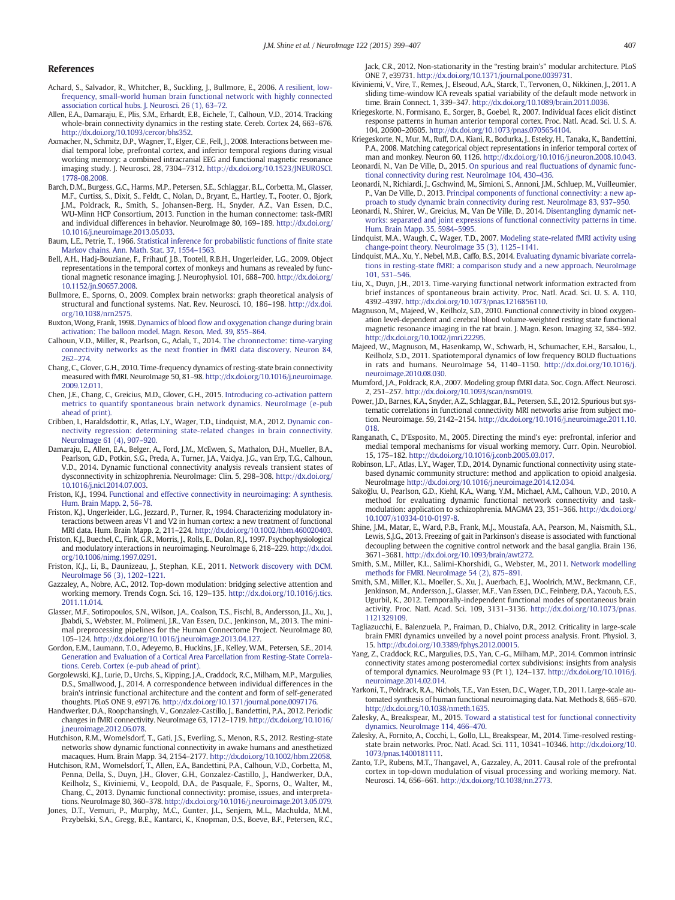## References

Achard, S., Salvador, R., Whitcher, B., Suckling, J., Bullmore, E., 2006. A resilient, low-frequency, small-world human brain functional network with highly connected association cortical hubs. J. Neurosci. 26 (1), 63–72.

Allen, E.A., Damaraju, E., Plis, S.M., Erhardt, E.B., Eichele, T., Calhoun, V.D., 2014. Tracking whole-brain connectivity dynamics in the resting state. Cereb. Cortex 24, 663–676. http://dx.doi.org/10.1093/cercor/bhs352.

Axmacher, N., Schmitz, D.P., Wagner, T., Elger, C.E., Fell, J., 2008. Interactions between medial temporal lobe, prefrontal cortex, and inferior temporal regions during visual working memory: a combined intracranial EEG and functional magnetic resonance imaging study. J. Neurosci. 28, 7304–7312. http://dx.doi.org/10.1523/JNEUROSCI.1778-08.2008.

Barch, D.M., Burgess, G.C., Harms, M.P., Petersen, S.E., Schlaggar, B.L., Corbetta, M., Glasser, M.F., Curtiss, S., Dixit, S., Feldt, C., Nolan, D., Bryant, E., Hartley, T., Footer, O., Bjork, J.M., Poldrack, R., Smith, S., Johansen-Berg, H., Snyder, A.Z., Van Essen, D.C., WU-Minn HCP Consortium, 2013. Function in the human connectome: task-fMRI and individual differences in behavior. NeuroImage 80, 169–189. http://dx.doi.org/10.1016/j.neuroimage.2013.05.033.

Baum, L.E., Petrie, T., 1966. Statistical inference for probabilistic functions of finite state Markov chains. Ann. Math. Stat. 37, 1554–1563.

Bell, A.H., Hadj-Bouziane, F., Frihauf, J.B., Tootell, R.B.H., Ungerleider, L.G., 2009. Object representations in the temporal cortex of monkeys and humans as revealed by functional magnetic resonance imaging. J. Neurophysiol. 101, 688–700. http://dx.doi.org/10.1152/jn.90657.2008.

Bullmore, E., Sporns, O., 2009. Complex brain networks: graph theoretical analysis of structural and functional systems. Nat. Rev. Neurosci. 10, 186–198. http://dx.doi.org/10.1038/nrn2575.

Buxton, Wong, Frank, 1998. Dynamics of blood flow and oxygenation change during brain activation: The balloon model. Magn. Reson. Med. 39, 855–864.

Calhoun, V.D., Miller, R., Pearlson, G., Adalı, T., 2014. The chronnectome: time-varying connectivity networks as the next frontier in fMRI data discovery. Neuron 84, 262–274.

Chang, C., Glover, G.H., 2010. Time-frequency dynamics of resting-state brain connectivity measured with fMRI. NeuroImage 50, 81–98. http://dx.doi.org/10.1016/j.neuroimage.2009.12.011.

Chen, J.E., Chang, C., Greicius, M.D., Glover, G.H., 2015. Introducing co-activation pattern metrics to quantify spontaneous brain network dynamics. NeuroImage (e-pub ahead of print).

Cribben, I., Haraldsdottir, R., Atlas, L.Y., Wager, T.D., Lindquist, M.A., 2012. Dynamic connectivity regression: determining state-related changes in brain connectivity. NeuroImage 61 (4), 907–920.

Damaraju, E., Allen, E.A., Belger, A., Ford, J.M., McEwen, S., Mathalon, D.H., Mueller, B.A., Pearlson, G.D., Potkin, S.G., Preda, A., Turner, J.A., Vaidya, J.G., van Erp, T.G., Calhoun, V.D., 2014. Dynamic functional connectivity analysis reveals transient states of dysconnectivity in schizophrenia. NeuroImage: Clin. 5, 298–308. http://dx.doi.org/10.1016/j.nicl.2014.07.003.

Friston, K.J., 1994. Functional and effective connectivity in neuroimaging: A synthesis. Hum. Brain Mapp. 2, 56–78.

Friston, K.J., Ungerleider, L.G., Jezzard, P., Turner, R., 1994. Characterizing modulatory interactions between areas V1 and V2 in human cortex: a new treatment of functional MRI data. Hum. Brain Mapp. 2, 211–224. http://dx.doi.org/10.1002/hbm.460020403.

Friston, K.J., Buechel, C., Fink, G.R., Morris, J., Rolls, E., Dolan, R.J., 1997. Psychophysiological and modulatory interactions in neuroimaging. NeuroImage 6, 218–229. http://dx.doi.org/10.1006/nimg.1997.0291.

Friston, K.J., Li, B., Daunizeau, J., Stephan, K.E., 2011. Network discovery with DCM. NeuroImage 56 (3), 1202–1221.

Gazzaley, A., Nobre, A.C., 2012. Top-down modulation: bridging selective attention and working memory. Trends Cogn. Sci. 16, 129–135. http://dx.doi.org/10.1016/j.tics.2011.11.014.

Glasser, M.F., Sotiropoulos, S.N., Wilson, J.A., Coalson, T.S., Fischl, B., Andersson, J.L., Xu, J., Jbabdi, S., Webster, M., Polimeni, J.R., Van Essen, D.C., Jenkinson, M., 2013. The minimal preprocessing pipelines for the Human Connectome Project. NeuroImage 80, 105–124. http://dx.doi.org/10.1016/j.neuroimage.2013.04.127.

Gordon, E.M., Laumann, T.O., Adeyemo, B., Huckins, J.F., Kelley, W.M., Petersen, S.E., 2014. Generation and Evaluation of a Cortical Area Parcellation from Resting-State Correlations. Cereb. Cortex (e-pub ahead of print).

Gorgolewski, K.J., Lurie, D., Urchs, S., Kipping, J.A., Craddock, R.C., Milham, M.P., Margulies, D.S., Smallwood, J., 2014. A correspondence between individual differences in the brain's intrinsic functional architecture and the content and form of self-generated thoughts. PLoS ONE 9, e97176. http://dx.doi.org/10.1371/journal.pone.0097176.

Handwerker, D.A., Roopchansingh, V., Gonzalez-Castillo, J., Bandettini, P.A., 2012. Periodic changes in fMRI connectivity. NeuroImage 63, 1712–1719. http://dx.doi.org/10.1016/j.neuroimage.2012.06.078.

Hutchison, R.M., Womelsdorf, T., Gati, J.S., Everling, S., Menon, R.S., 2012. Resting-state networks show dynamic functional connectivity in awake humans and anesthetized macaques. Hum. Brain Mapp. 34, 2154–2177. http://dx.doi.org/10.1002/hbm.22058.

Hutchison, R.M., Womelsdorf, T., Allen, E.A., Bandettini, P.A., Calhoun, V.D., Corbetta, M., Penna, Della, S., Duyn, J.H., Glover, G.H., Gonzalez-Castillo, J., Handwerker, D.A., Keilholz, S., Kiviniemi, V., Leopold, D.A., de Pasquale, F., Sporns, O., Walter, M., Chang, C., 2013. Dynamic functional connectivity: promise, issues, and interpretations. NeuroImage 80, 360–378. http://dx.doi.org/10.1016/j.neuroimage.2013.05.079.

Jones, D.T., Vemuri, P., Murphy, M.C., Gunter, J.L., Senjem, M.L., Machulda, M.M., Przybelski, S.A., Gregg, B.E., Kantarci, K., Knopman, D.S., Boeve, B.F., Petersen, R.C., Jack, C.R., 2012. Non-stationarity in the "resting brain's" modular architecture. PLoS ONE 7, e39731. http://dx.doi.org/10.1371/journal.pone.0039731.

Kiviniemi, V., Vire, T., Remes, J., Elseoud, A.A., Starck, T., Tervonen, O., Nikkinen, J., 2011. A sliding time-window ICA reveals spatial variability of the default mode network in time. Brain Connect. 1, 339–347. http://dx.doi.org/10.1089/brain.2011.0036.

Kriegeskorte, N., Formisano, E., Sorger, B., Goebel, R., 2007. Individual faces elicit distinct response patterns in human anterior temporal cortex. Proc. Natl. Acad. Sci. U. S. A. 104, 20600–20605. http://dx.doi.org/10.1073/pnas.0705654104.

Kriegeskorte, N., Mur, M., Ruff, D.A., Kiani, R., Bodurka, J., Esteky, H., Tanaka, K., Bandettini, P.A., 2008. Matching categorical object representations in inferior temporal cortex of man and monkey. Neuron 60, 1126. http://dx.doi.org/10.1016/j.neuron.2008.10.043.

Leonardi, N., Van De Ville, D., 2015. On spurious and real fluctuations of dynamic functional connectivity during rest. NeuroImage 104, 430–436.

Leonardi, N., Richiardi, J., Gschwind, M., Simioni, S., Annoni, J.M., Schluep, M., Vuilleumier, P., Van De Ville, D., 2013. Principal components of functional connectivity: a new approach to study dynamic brain connectivity during rest. NeuroImage 83, 937–950.

Leonardi, N., Shirer, W., Greicius, M., Van De Ville, D., 2014. Disentangling dynamic networks: separated and joint expressions of functional connectivity patterns in time. Hum. Brain Mapp. 35, 5984–5995.

Lindquist, M.A., Waugh, C., Wager, T.D., 2007. Modeling state-related fMRI activity using change-point theory. NeuroImage 35 (3), 1125–1141.

Lindquist, M.A., Xu, Y., Nebel, M.B., Caffo, B.S., 2014. Evaluating dynamic bivariate correlations in resting-state fMRI: a comparison study and a new approach. NeuroImage 101, 531–546.

Liu, X., Duyn, J.H., 2013. Time-varying functional network information extracted from brief instances of spontaneous brain activity. Proc. Natl. Acad. Sci. U. S. A. 110, 4392–4397. http://dx.doi.org/10.1073/pnas.1216856110.

Magnuson, M., Majeed, W., Keilholz, S.D., 2010. Functional connectivity in blood oxygenation level-dependent and cerebral blood volume-weighted resting state functional magnetic resonance imaging in the rat brain. J. Magn. Reson. Imaging 32, 584–592. http://dx.doi.org/10.1002/jmri.22295.

Majeed, W., Magnuson, M., Hasenkamp, W., Schwarb, H., Schumacher, E.H., Barsalou, L., Keilholz, S.D., 2011. Spatiotemporal dynamics of low frequency BOLD fluctuations in rats and humans. NeuroImage 54, 1140–1150. http://dx.doi.org/10.1016/j.neuroimage.2010.08.030.

Mumford, J.A., Poldrack, R.A., 2007. Modeling group fMRI data. Soc. Cogn. Affect. Neurosci. 2, 251–257. http://dx.doi.org/10.1093/scan/nsm019.

Power, J.D., Barnes, K.A., Snyder, A.Z., Schlaggar, B.L., Petersen, S.E., 2012. Spurious but systematic correlations in functional connectivity MRI networks arise from subject motion. Neuroimage. 59, 2142–2154. http://dx.doi.org/10.1016/j.neuroimage.2011.10.018.

Ranganath, C., D'Esposito, M., 2005. Directing the mind's eye: prefrontal, inferior and medial temporal mechanisms for visual working memory. Curr. Opin. Neurobiol. 15, 175–182. http://dx.doi.org/10.1016/j.conb.2005.03.017.

Robinson, L.F., Atlas, L.Y., Wager, T.D., 2014. Dynamic functional connectivity using state-based dynamic community structure: method and application to opioid analgesia. NeuroImage http://dx.doi.org/10.1016/j.neuroimage.2014.12.034.

Sakoğlu, U., Pearlson, G.D., Kiehl, K.A., Wang, Y.M., Michael, A.M., Calhoun, V.D., 2010. A method for evaluating dynamic functional network connectivity and task-modulation: application to schizophrenia. MAGMA 23, 351–366. http://dx.doi.org/10.1007/s10334-010-0197-8.

Shine, J.M., Matar, E., Ward, P.B., Frank, M.J., Moustafa, A.A., Pearson, M., Naismith, S.L., Lewis, S.J.G., 2013. Freezing of gait in Parkinson's disease is associated with functional decoupling between the cognitive control network and the basal ganglia. Brain 136, 3671–3681. http://dx.doi.org/10.1093/brain/awt272.

Smith, S.M., Miller, K.L., Salimi-Khorshidi, G., Webster, M., 2011. Network modelling methods for FMRI. NeuroImage 54 (2), 875–891.

Smith, S.M., Miller, K.L., Moeller, S., Xu, J., Auerbach, E.J., Woolrich, M.W., Beckmann, C.F., Jenkinson, M., Andersson, J., Glasser, M.F., Van Essen, D.C., Feinberg, D.A., Yacoub, E.S., Ugurbil, K., 2012. Temporally-independent functional modes of spontaneous brain activity. Proc. Natl. Acad. Sci. 109, 3131–3136. http://dx.doi.org/10.1073/pnas.1121329109.

Tagliazucchi, E., Balenzuela, P., Fraiman, D., Chialvo, D.R., 2012. Criticality in large-scale brain FMRI dynamics unveiled by a novel point process analysis. Front. Physiol. 3, 15. http://dx.doi.org/10.3389/fphys.2012.00015.

Yang, Z., Craddock, R.C., Margulies, D.S., Yan, C.-G., Milham, M.P., 2014. Common intrinsic connectivity states among posteromedial cortex subdivisions: insights from analysis of temporal dynamics. NeuroImage 93 (Pt 1), 124–137. http://dx.doi.org/10.1016/j.neuroimage.2014.02.014.

Yarkoni, T., Poldrack, R.A., Nichols, T.E., Van Essen, D.C., Wager, T.D., 2011. Large-scale automated synthesis of human functional neuroimaging data. Nat. Methods 8, 665–670. http://dx.doi.org/10.1038/nmeth.1635.

Zalesky, A., Breakspear, M., 2015. Toward a statistical test for functional connectivity dynamics. NeuroImage 114, 466–470.

Zalesky, A., Fornito, A., Cocchi, L., Gollo, L.L., Breakspear, M., 2014. Time-resolved resting-state brain networks. Proc. Natl. Acad. Sci. 111, 10341–10346. http://dx.doi.org/10.1073/pnas.1400181111.

Zanto, T.P., Rubens, M.T., Thangavel, A., Gazzaley, A., 2011. Causal role of the prefrontal cortex in top-down modulation of visual processing and working memory. Nat. Neurosci. 14, 656–661. http://dx.doi.org/10.1038/nn.2773.